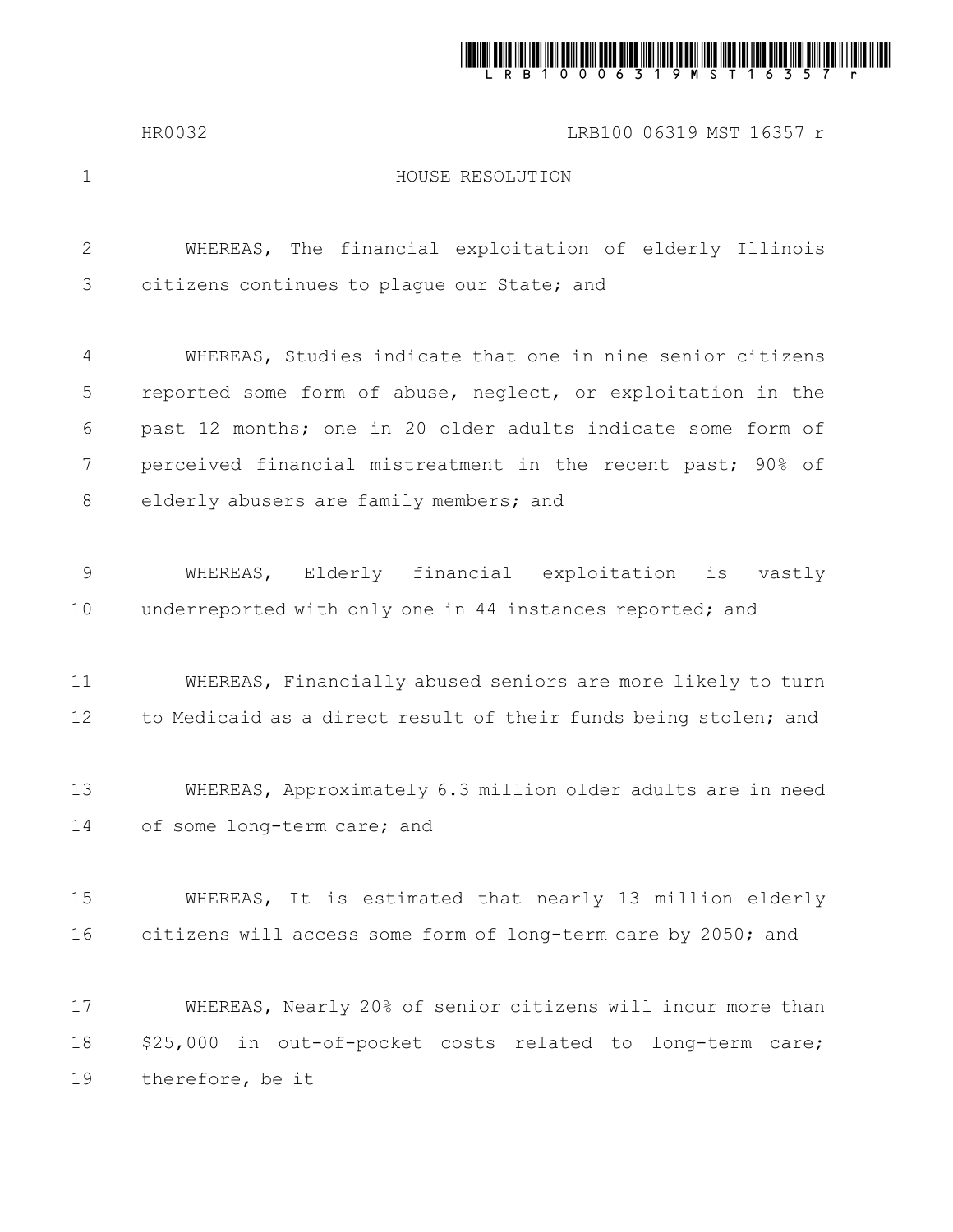# HOUSE RESOLUTION

WHEREAS, The financial exploitation of elderly Illinois citizens continues to plague our State; and

WHEREAS, Studies indicate that one in nine senior citizens reported some form of abuse, neglect, or exploitation in the past 12 months; one in 20 older adults indicate some form of perceived financial mistreatment in the recent past; 90% of elderly abusers are family members; and

WHEREAS, Elderly financial exploitation is vastly underreported with only one in 44 instances reported; and

WHEREAS, Financially abused seniors are more likely to turn to Medicaid as a direct result of their funds being stolen; and

WHEREAS, Approximately 6.3 million older adults are in need of some long-term care; and

WHEREAS, It is estimated that nearly 13 million elderly citizens will access some form of long-term care by 2050; and

WHEREAS, Nearly 20% of senior citizens will incur more than $25,000 in out-of-pocket costs related to long-term care; therefore, be it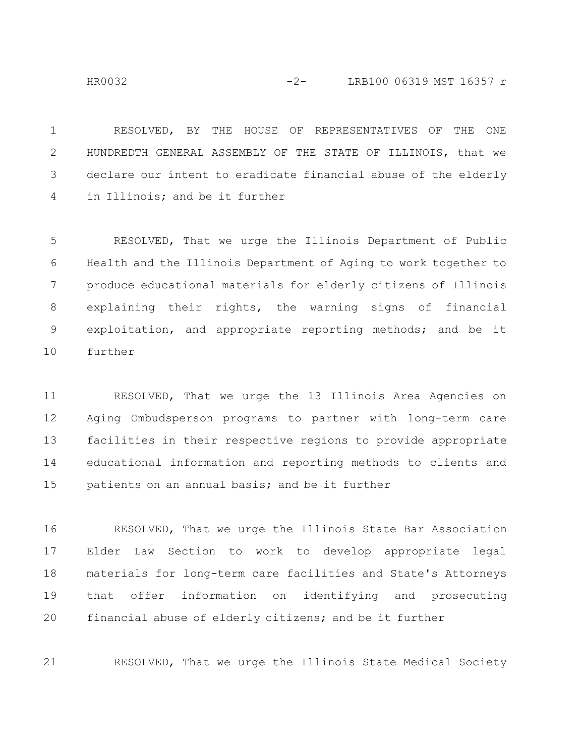RESOLVED, BY THE HOUSE OF REPRESENTATIVES OF THE ONE HUNDREDTH GENERAL ASSEMBLY OF THE STATE OF ILLINOIS, that we declare our intent to eradicate financial abuse of the elderly in Illinois; and be it further

RESOLVED, That we urge the Illinois Department of Public Health and the Illinois Department of Aging to work together to produce educational materials for elderly citizens of Illinois explaining their rights, the warning signs of financial exploitation, and appropriate reporting methods; and be it further

RESOLVED, That we urge the 13 Illinois Area Agencies on Aging Ombudsperson programs to partner with long-term care facilities in their respective regions to provide appropriate educational information and reporting methods to clients and patients on an annual basis; and be it further

RESOLVED, That we urge the Illinois State Bar Association Elder Law Section to work to develop appropriate legal materials for long-term care facilities and State's Attorneys that offer information on identifying and prosecuting financial abuse of elderly citizens; and be it further

RESOLVED, That we urge the Illinois State Medical Society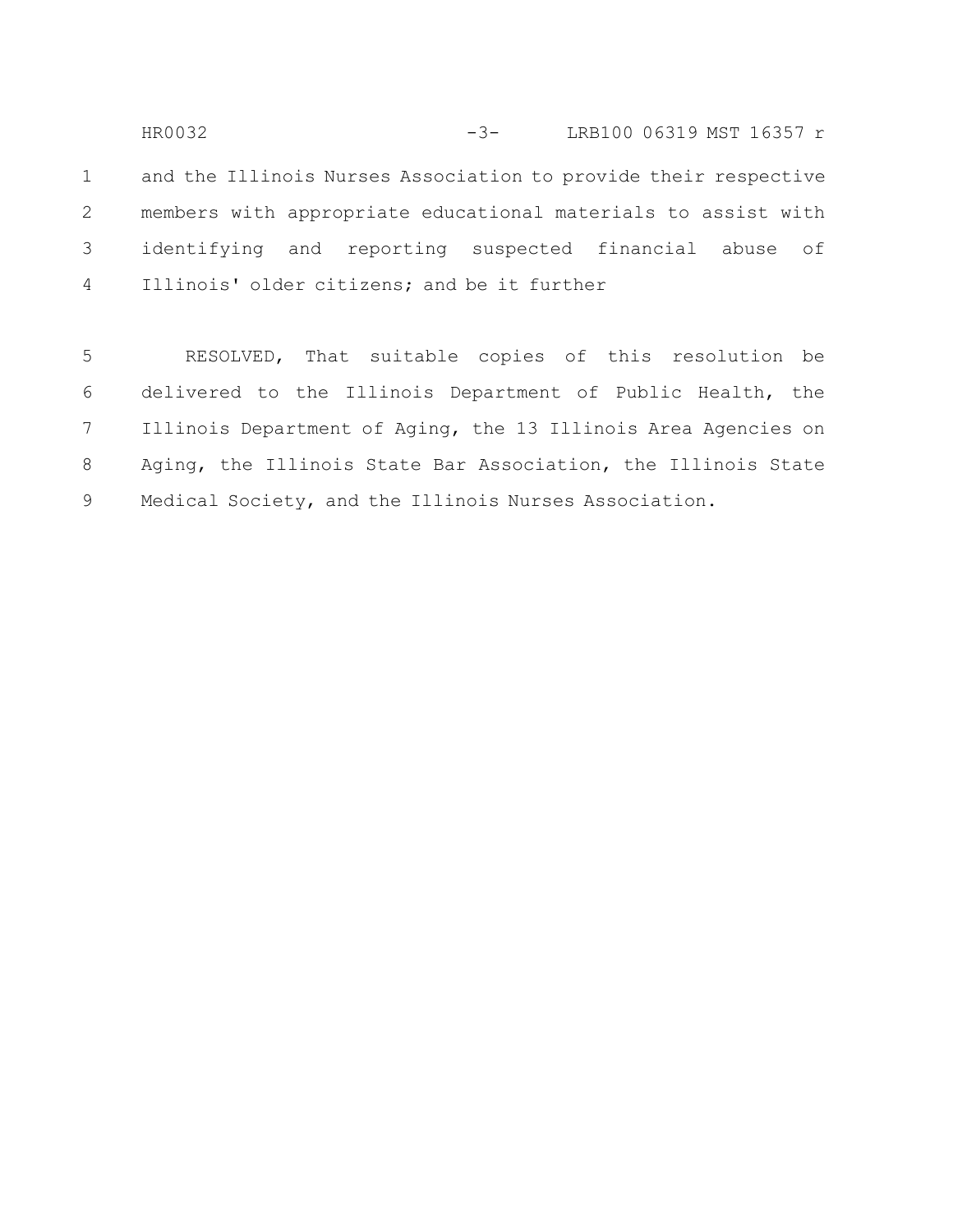and the Illinois Nurses Association to provide their respective members with appropriate educational materials to assist with identifying and reporting suspected financial abuse of Illinois' older citizens; and be it further

RESOLVED, That suitable copies of this resolution be delivered to the Illinois Department of Public Health, the Illinois Department of Aging, the 13 Illinois Area Agencies on Aging, the Illinois State Bar Association, the Illinois State Medical Society, and the Illinois Nurses Association.